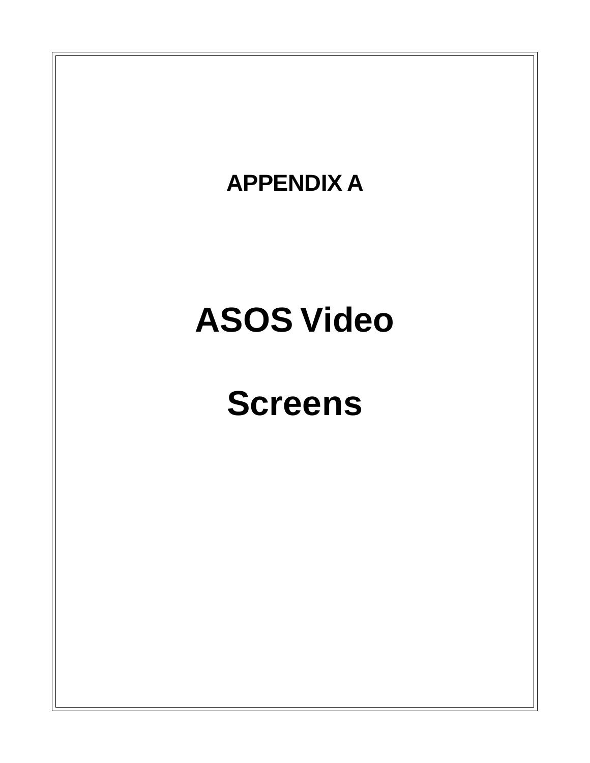# APPENDIX A

# ASOS Video

# Screens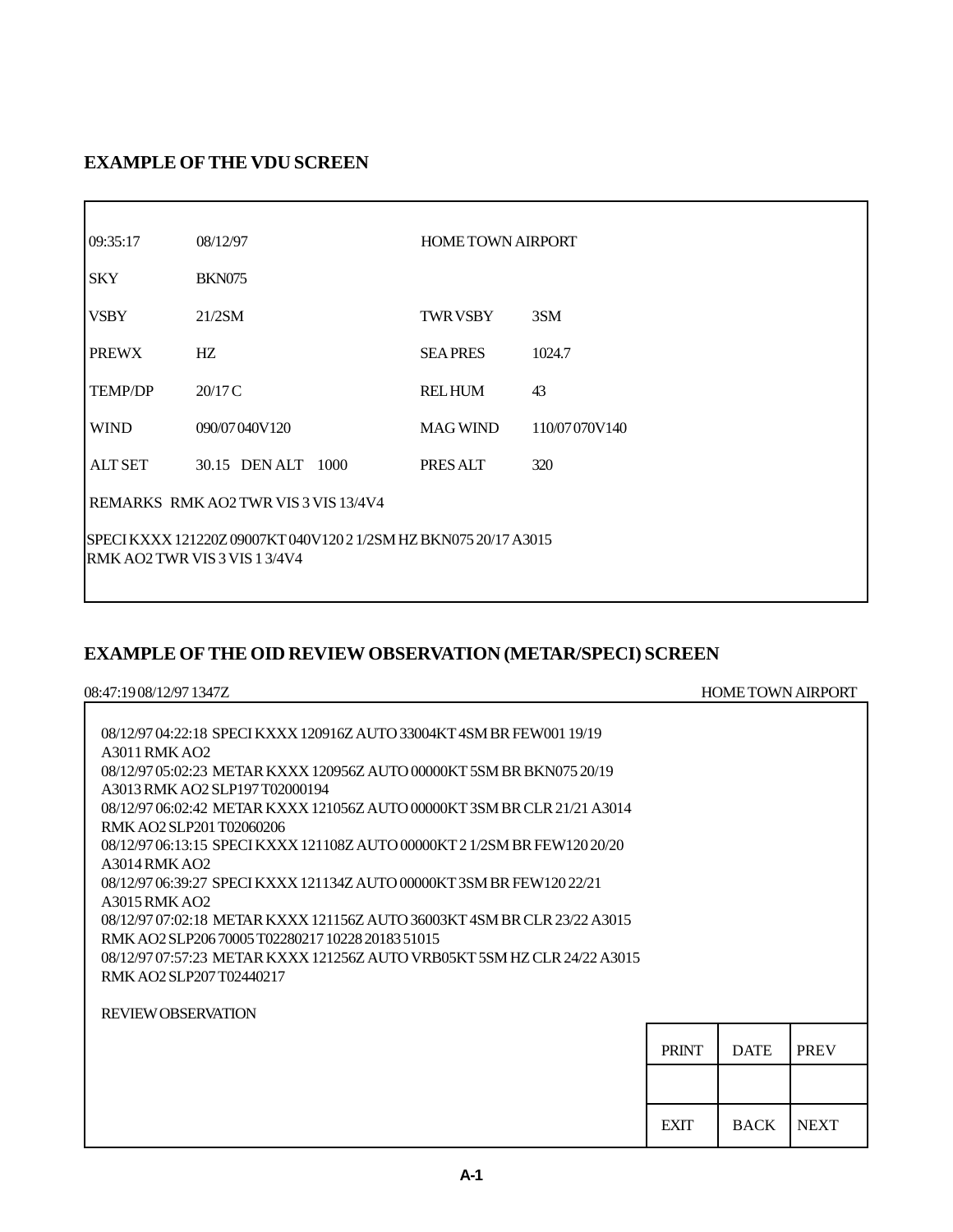## EXAMPLE OF THE VDU SCREEN

```
09:35:17     08/12/97                  HOME TOWN AIRPORT

SKY          BKN075

VSBY         21/2SM                    TWR VSBY    3SM

PREWX        HZ                        SEA PRES    1024.7

TEMP/DP      20/17 C                   REL HUM     43

WIND         090/07 040V120            MAG WIND    110/07 070V140

ALT SET      30.15  DEN ALT  1000      PRES ALT    320

REMARKS  RMK AO2 TWR VIS 3 VIS 13/4V4

SPECI KXXX 121220Z 09007KT 040V120 2 1/2SM HZ BKN075 20/17 A3015
RMK AO2 TWR VIS 3 VIS 1 3/4V4
```

## EXAMPLE OF THE OID REVIEW OBSERVATION (METAR/SPECI) SCREEN

```
08:47:19 08/12/97 1347Z                                                HOME TOWN AIRPORT

08/12/97 04:22:18 SPECI KXXX 120916Z AUTO 33004KT 4SM BR FEW001 19/19
A3011 RMK AO2
08/12/97 05:02:23 METAR KXXX 120956Z AUTO 00000KT 5SM BR BKN075 20/19
A3013 RMK AO2 SLP197 T02000194
08/12/97 06:02:42 METAR KXXX 121056Z AUTO 00000KT 3SM BR CLR 21/21 A3014
RMK AO2 SLP201 T02060206
08/12/97 06:13:15 SPECI KXXX 121108Z AUTO 00000KT 2 1/2SM BR FEW120 20/20
A3014 RMK AO2
08/12/97 06:39:27 SPECI KXXX 121134Z AUTO 00000KT 3SM BR FEW120 22/21
A3015 RMK AO2
08/12/97 07:02:18 METAR KXXX 121156Z AUTO 36003KT 4SM BR CLR 23/22 A3015
RMK AO2 SLP206 70005 T02280217 10228 20183 51015
08/12/97 07:57:23 METAR KXXX 121256Z AUTO VRB05KT 5SM HZ CLR 24/22 A3015
RMK AO2 SLP207 T02440217

REVIEW OBSERVATION
```

| PRINT | DATE | PREV |
|---|---|---|
| | | |
| EXIT | BACK | NEXT |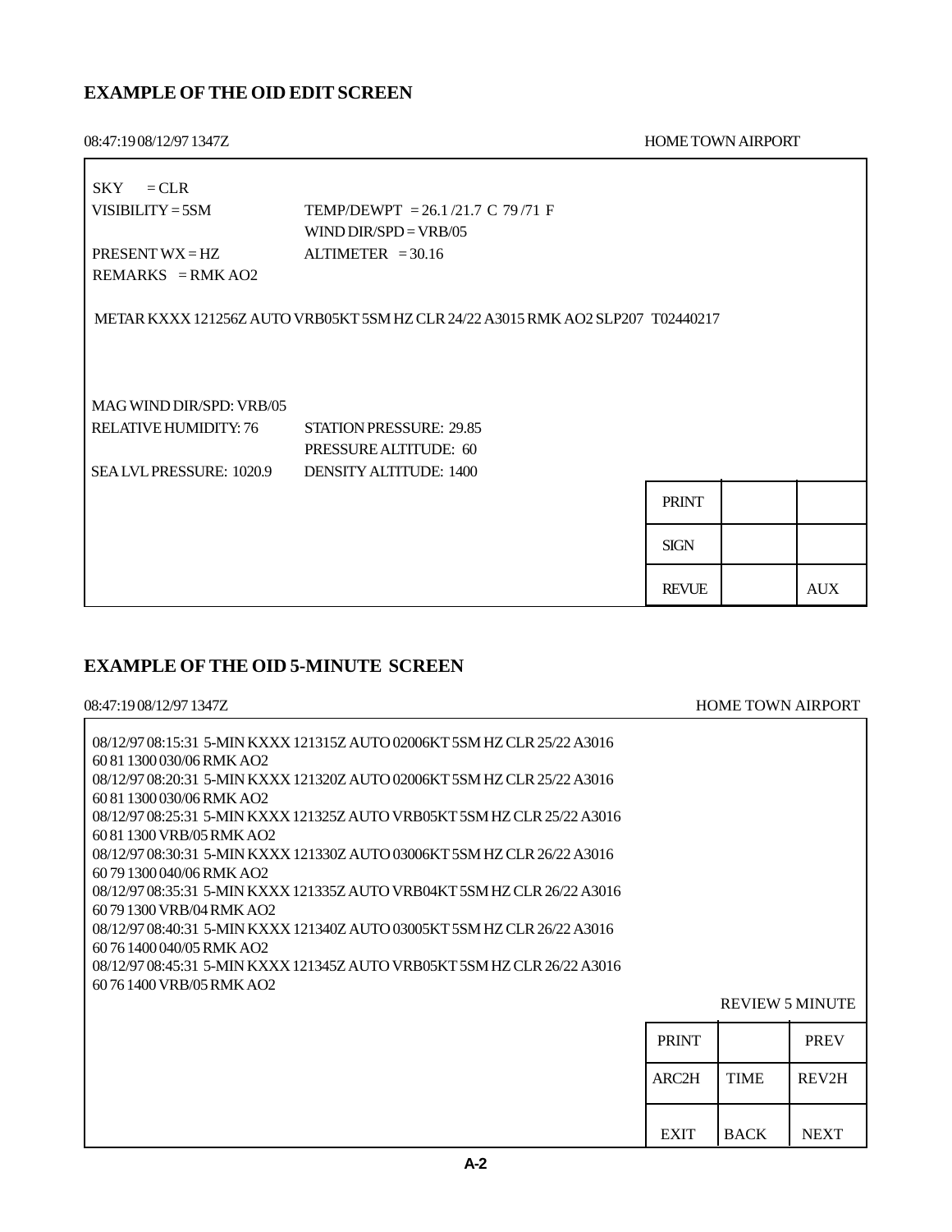## EXAMPLE OF THE OID EDIT SCREEN

08:47:19 08/12/97 1347Z HOME TOWN AIRPORT

```
SKY      = CLR
VISIBILITY = 5SM              TEMP/DEWPT  = 26.1 /21.7 C  79 /71 F
                              WIND DIR/SPD = VRB/05
PRESENT WX = HZ               ALTIMETER   = 30.16
REMARKS   = RMK AO2

METAR KXXX 121256Z AUTO VRB05KT 5SM HZ CLR 24/22 A3015 RMK AO2 SLP207  T02440217


MAG WIND DIR/SPD: VRB/05
RELATIVE HUMIDITY: 76         STATION PRESSURE: 29.85
                              PRESSURE ALTITUDE: 60
SEA LVL PRESSURE: 1020.9      DENSITY ALTITUDE: 1400
```

| | | |
|---|---|---|
| PRINT | | |
| SIGN | | |
| REVUE | | AUX |

## EXAMPLE OF THE OID 5-MINUTE SCREEN

08:47:19 08/12/97 1347Z HOME TOWN AIRPORT

```
08/12/97 08:15:31  5-MIN KXXX 121315Z AUTO 02006KT 5SM HZ CLR 25/22 A3016
60 81 1300 030/06 RMK AO2
08/12/97 08:20:31  5-MIN KXXX 121320Z AUTO 02006KT 5SM HZ CLR 25/22 A3016
60 81 1300 030/06 RMK AO2
08/12/97 08:25:31  5-MIN KXXX 121325Z AUTO VRB05KT 5SM HZ CLR 25/22 A3016
60 81 1300 VRB/05 RMK AO2
08/12/97 08:30:31  5-MIN KXXX 121330Z AUTO 03006KT 5SM HZ CLR 26/22 A3016
60 79 1300 040/06 RMK AO2
08/12/97 08:35:31  5-MIN KXXX 121335Z AUTO VRB04KT 5SM HZ CLR 26/22 A3016
60 79 1300 VRB/04 RMK AO2
08/12/97 08:40:31  5-MIN KXXX 121340Z AUTO 03005KT 5SM HZ CLR 26/22 A3016
60 76 1400 040/05 RMK AO2
08/12/97 08:45:31  5-MIN KXXX 121345Z AUTO VRB05KT 5SM HZ CLR 26/22 A3016
60 76 1400 VRB/05 RMK AO2
```

REVIEW 5 MINUTE

| | | |
|---|---|---|
| PRINT | | PREV |
| ARC2H | TIME | REV2H |
| EXIT | BACK | NEXT |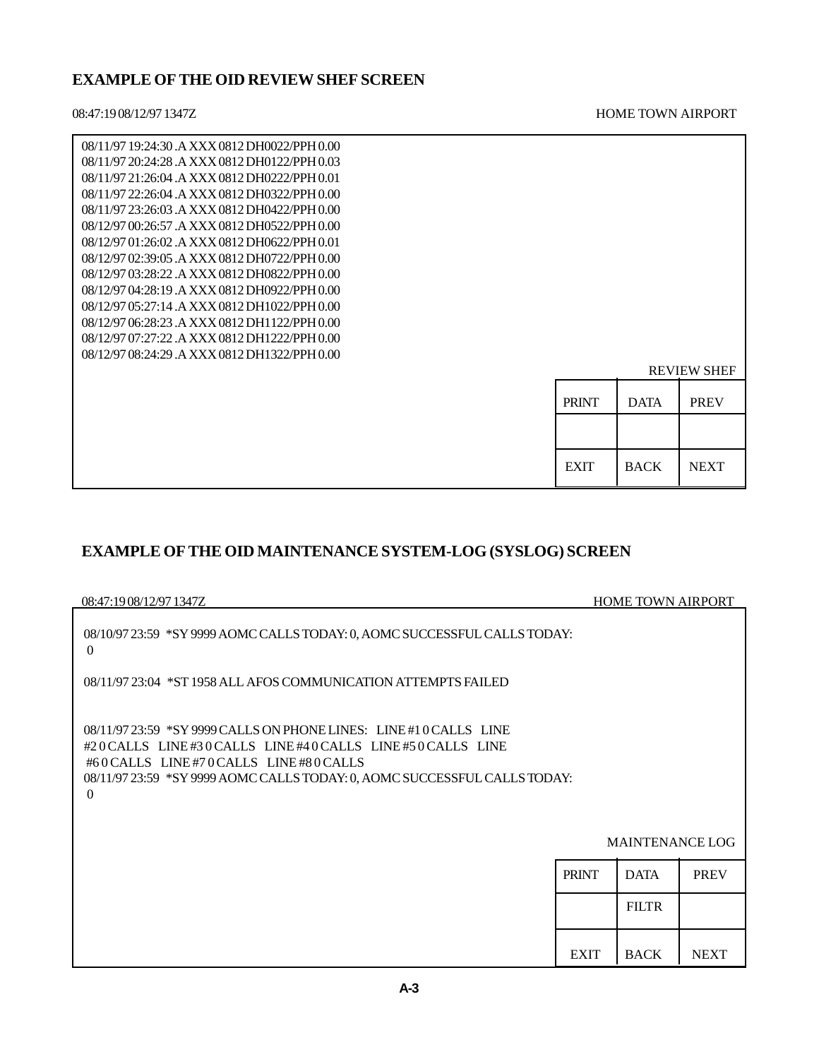## EXAMPLE OF THE OID REVIEW SHEF SCREEN

08:47:19 08/12/97 1347Z HOME TOWN AIRPORT

```
08/11/97 19:24:30 .A XXX 0812 DH0022/PPH 0.00
08/11/97 20:24:28 .A XXX 0812 DH0122/PPH 0.03
08/11/97 21:26:04 .A XXX 0812 DH0222/PPH 0.01
08/11/97 22:26:04 .A XXX 0812 DH0322/PPH 0.00
08/11/97 23:26:03 .A XXX 0812 DH0422/PPH 0.00
08/12/97 00:26:57 .A XXX 0812 DH0522/PPH 0.00
08/12/97 01:26:02 .A XXX 0812 DH0622/PPH 0.01
08/12/97 02:39:05 .A XXX 0812 DH0722/PPH 0.00
08/12/97 03:28:22 .A XXX 0812 DH0822/PPH 0.00
08/12/97 04:28:19 .A XXX 0812 DH0922/PPH 0.00
08/12/97 05:27:14 .A XXX 0812 DH1022/PPH 0.00
08/12/97 06:28:23 .A XXX 0812 DH1122/PPH 0.00
08/12/97 07:27:22 .A XXX 0812 DH1222/PPH 0.00
08/12/97 08:24:29 .A XXX 0812 DH1322/PPH 0.00
```

REVIEW SHEF

| PRINT | DATA | PREV |
|---|---|---|
| | | |
| EXIT | BACK | NEXT |

## EXAMPLE OF THE OID MAINTENANCE SYSTEM-LOG (SYSLOG) SCREEN

08:47:19 08/12/97 1347Z HOME TOWN AIRPORT

```
08/10/97 23:59  *SY 9999 AOMC CALLS TODAY: 0, AOMC SUCCESSFUL CALLS TODAY:
0

08/11/97 23:04  *ST 1958 ALL AFOS COMMUNICATION ATTEMPTS FAILED


08/11/97 23:59  *SY 9999 CALLS ON PHONE LINES:  LINE #1 0 CALLS  LINE
#2 0 CALLS  LINE #3 0 CALLS  LINE #4 0 CALLS  LINE #5 0 CALLS  LINE
#6 0 CALLS  LINE #7 0 CALLS  LINE #8 0 CALLS
08/11/97 23:59  *SY 9999 AOMC CALLS TODAY: 0, AOMC SUCCESSFUL CALLS TODAY:
0
```

MAINTENANCE LOG

| PRINT | DATA | PREV |
|---|---|---|
| | FILTR | |
| EXIT | BACK | NEXT |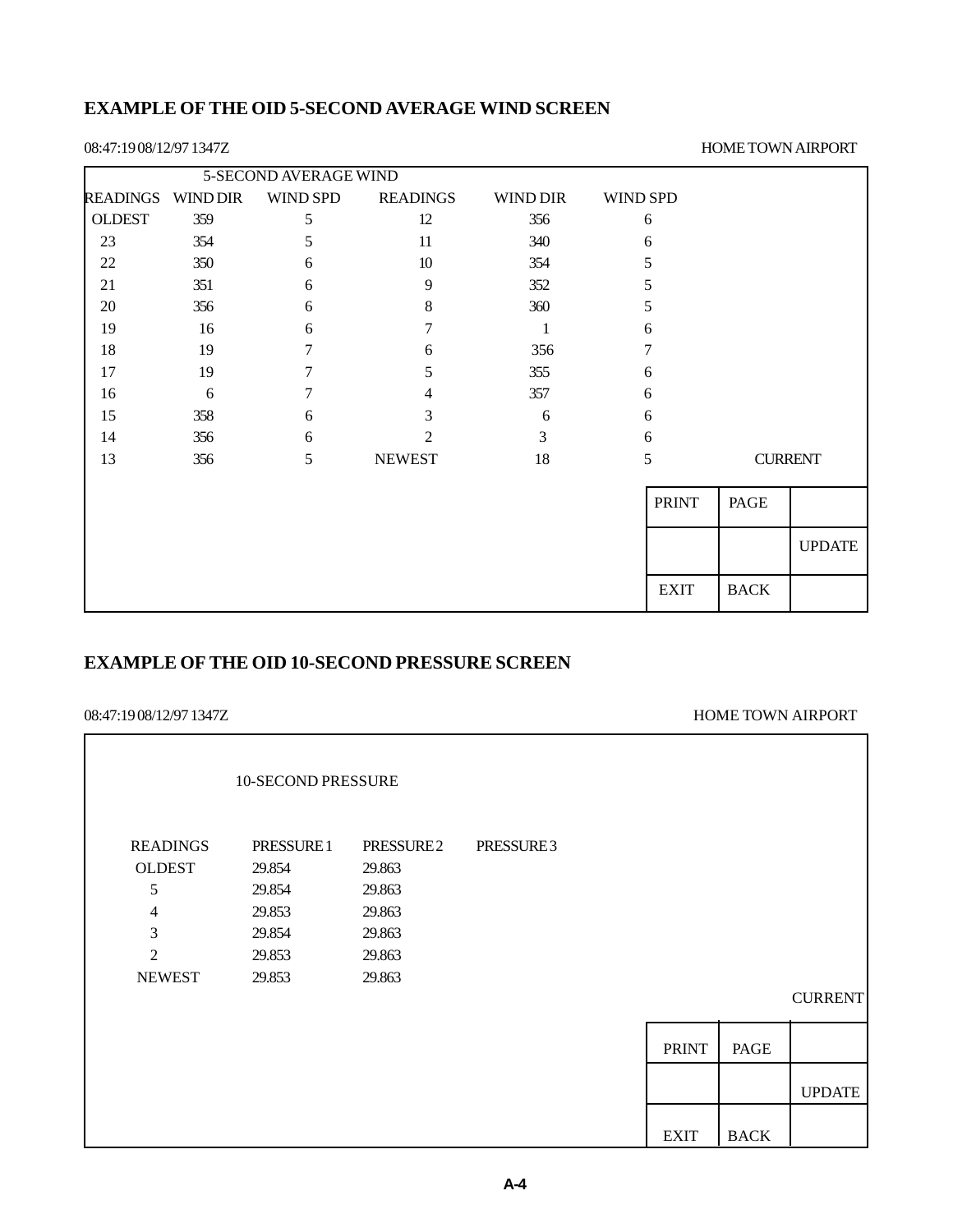## EXAMPLE OF THE OID 5-SECOND AVERAGE WIND SCREEN

08:47:19 08/12/97 1347Z HOME TOWN AIRPORT

5-SECOND AVERAGE WIND

| READINGS | WIND DIR | WIND SPD | READINGS | WIND DIR | WIND SPD |
|---|---|---|---|---|---|
| OLDEST | 359 | 5 | 12 | 356 | 6 |
| 23 | 354 | 5 | 11 | 340 | 6 |
| 22 | 350 | 6 | 10 | 354 | 5 |
| 21 | 351 | 6 | 9 | 352 | 5 |
| 20 | 356 | 6 | 8 | 360 | 5 |
| 19 | 16 | 6 | 7 | 1 | 6 |
| 18 | 19 | 7 | 6 | 356 | 7 |
| 17 | 19 | 7 | 5 | 355 | 6 |
| 16 | 6 | 7 | 4 | 357 | 6 |
| 15 | 358 | 6 | 3 | 6 | 6 |
| 14 | 356 | 6 | 2 | 3 | 6 |
| 13 | 356 | 5 | NEWEST | 18 | 5 |

CURRENT

| PRINT | PAGE | |
|---|---|---|
| | | UPDATE |
| EXIT | BACK | |

## EXAMPLE OF THE OID 10-SECOND PRESSURE SCREEN

08:47:19 08/12/97 1347Z HOME TOWN AIRPORT

10-SECOND PRESSURE

| READINGS | PRESSURE 1 | PRESSURE 2 | PRESSURE 3 |
|---|---|---|---|
| OLDEST | 29.854 | 29.863 | |
| 5 | 29.854 | 29.863 | |
| 4 | 29.853 | 29.863 | |
| 3 | 29.854 | 29.863 | |
| 2 | 29.853 | 29.863 | |
| NEWEST | 29.853 | 29.863 | |

CURRENT

| PRINT | PAGE | |
|---|---|---|
| | | UPDATE |
| EXIT | BACK | |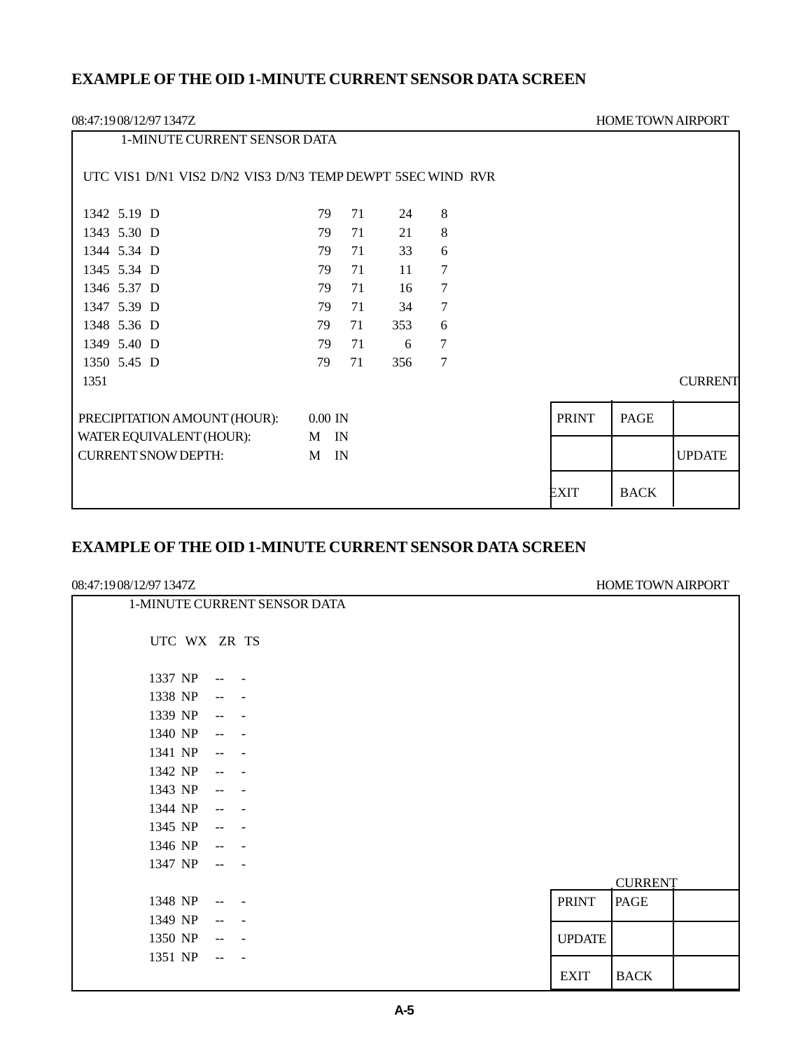## EXAMPLE OF THE OID 1-MINUTE CURRENT SENSOR DATA SCREEN

08:47:19 08/12/97 1347Z HOME TOWN AIRPORT

1-MINUTE CURRENT SENSOR DATA

| UTC | VIS1 | D/N1 | VIS2 | D/N2 | VIS3 | D/N3 | TEMP | DEWPT | 5SEC WIND | | RVR |
|---|---|---|---|---|---|---|---|---|---|---|---|
| 1342 | 5.19 | D | | | | | 79 | 71 | 24 | 8 | |
| 1343 | 5.30 | D | | | | | 79 | 71 | 21 | 8 | |
| 1344 | 5.34 | D | | | | | 79 | 71 | 33 | 6 | |
| 1345 | 5.34 | D | | | | | 79 | 71 | 11 | 7 | |
| 1346 | 5.37 | D | | | | | 79 | 71 | 16 | 7 | |
| 1347 | 5.39 | D | | | | | 79 | 71 | 34 | 7 | |
| 1348 | 5.36 | D | | | | | 79 | 71 | 353 | 6 | |
| 1349 | 5.40 | D | | | | | 79 | 71 | 6 | 7 | |
| 1350 | 5.45 | D | | | | | 79 | 71 | 356 | 7 | |
| 1351 | | | | | | | | | | | |

CURRENT

PRECIPITATION AMOUNT (HOUR): 0.00 IN

WATER EQUIVALENT (HOUR): M IN

CURRENT SNOW DEPTH: M IN

| PRINT | PAGE | |
|---|---|---|
| | | UPDATE |
| EXIT | BACK | |

## EXAMPLE OF THE OID 1-MINUTE CURRENT SENSOR DATA SCREEN

08:47:19 08/12/97 1347Z HOME TOWN AIRPORT

1-MINUTE CURRENT SENSOR DATA

| UTC | WX | ZR | TS |
|---|---|---|---|
| 1337 | NP | -- | - |
| 1338 | NP | -- | - |
| 1339 | NP | -- | - |
| 1340 | NP | -- | - |
| 1341 | NP | -- | - |
| 1342 | NP | -- | - |
| 1343 | NP | -- | - |
| 1344 | NP | -- | - |
| 1345 | NP | -- | - |
| 1346 | NP | -- | - |
| 1347 | NP | -- | - |
| 1348 | NP | -- | - |
| 1349 | NP | -- | - |
| 1350 | NP | -- | - |
| 1351 | NP | -- | - |

CURRENT

| PRINT | PAGE | |
|---|---|---|
| UPDATE | | |
| EXIT | BACK | |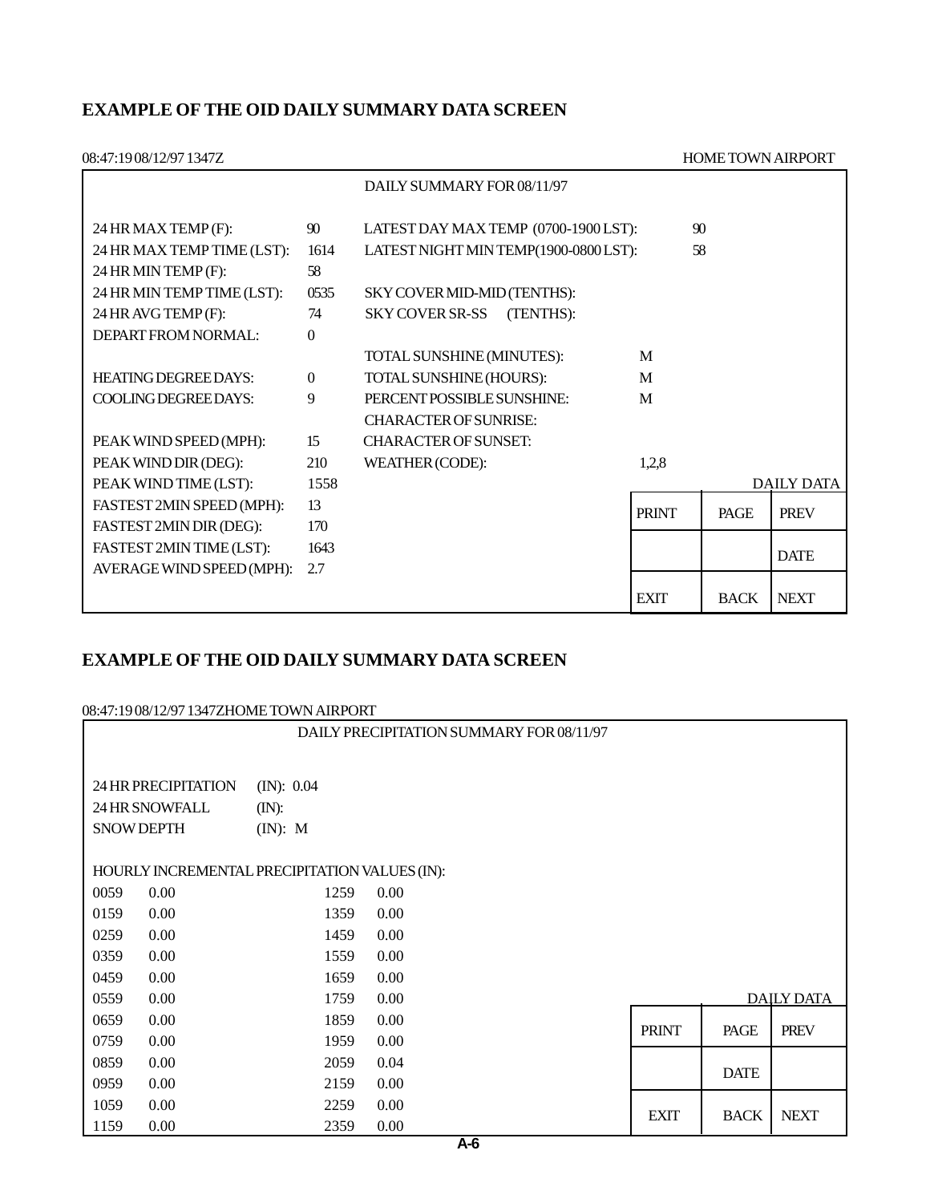## EXAMPLE OF THE OID DAILY SUMMARY DATA SCREEN

08:47:19 08/12/97 1347Z HOME TOWN AIRPORT

DAILY SUMMARY FOR 08/11/97

| | | | |
|---|---|---|---|
| 24 HR MAX TEMP (F): | 90 | LATEST DAY MAX TEMP (0700-1900 LST): | 90 |
| 24 HR MAX TEMP TIME (LST): | 1614 | LATEST NIGHT MIN TEMP(1900-0800 LST): | 58 |
| 24 HR MIN TEMP (F): | 58 | | |
| 24 HR MIN TEMP TIME (LST): | 0535 | SKY COVER MID-MID (TENTHS): | |
| 24 HR AVG TEMP (F): | 74 | SKY COVER SR-SS (TENTHS): | |
| DEPART FROM NORMAL: | 0 | | |
| | | TOTAL SUNSHINE (MINUTES): | M |
| HEATING DEGREE DAYS: | 0 | TOTAL SUNSHINE (HOURS): | M |
| COOLING DEGREE DAYS: | 9 | PERCENT POSSIBLE SUNSHINE: | M |
| | | CHARACTER OF SUNRISE: | |
| PEAK WIND SPEED (MPH): | 15 | CHARACTER OF SUNSET: | |
| PEAK WIND DIR (DEG): | 210 | WEATHER (CODE): | 1,2,8 |
| PEAK WIND TIME (LST): | 1558 | | |
| FASTEST 2MIN SPEED (MPH): | 13 | | |
| FASTEST 2MIN DIR (DEG): | 170 | | |
| FASTEST 2MIN TIME (LST): | 1643 | | |
| AVERAGE WIND SPEED (MPH): | 2.7 | | |

DAILY DATA

| | | |
|---|---|---|
| PRINT | PAGE | PREV |
| | | DATE |
| EXIT | BACK | NEXT |

## EXAMPLE OF THE OID DAILY SUMMARY DATA SCREEN

08:47:19 08/12/97 1347ZHOME TOWN AIRPORT

DAILY PRECIPITATION SUMMARY FOR 08/11/97

24 HR PRECIPITATION (IN): 0.04
24 HR SNOWFALL (IN):
SNOW DEPTH (IN): M

HOURLY INCREMENTAL PRECIPITATION VALUES (IN):

| | | | |
|---|---|---|---|
| 0059 | 0.00 | 1259 | 0.00 |
| 0159 | 0.00 | 1359 | 0.00 |
| 0259 | 0.00 | 1459 | 0.00 |
| 0359 | 0.00 | 1559 | 0.00 |
| 0459 | 0.00 | 1659 | 0.00 |
| 0559 | 0.00 | 1759 | 0.00 |
| 0659 | 0.00 | 1859 | 0.00 |
| 0759 | 0.00 | 1959 | 0.00 |
| 0859 | 0.00 | 2059 | 0.04 |
| 0959 | 0.00 | 2159 | 0.00 |
| 1059 | 0.00 | 2259 | 0.00 |
| 1159 | 0.00 | 2359 | 0.00 |

DAILY DATA

| | | |
|---|---|---|
| PRINT | PAGE | PREV |
| | DATE | |
| EXIT | BACK | NEXT |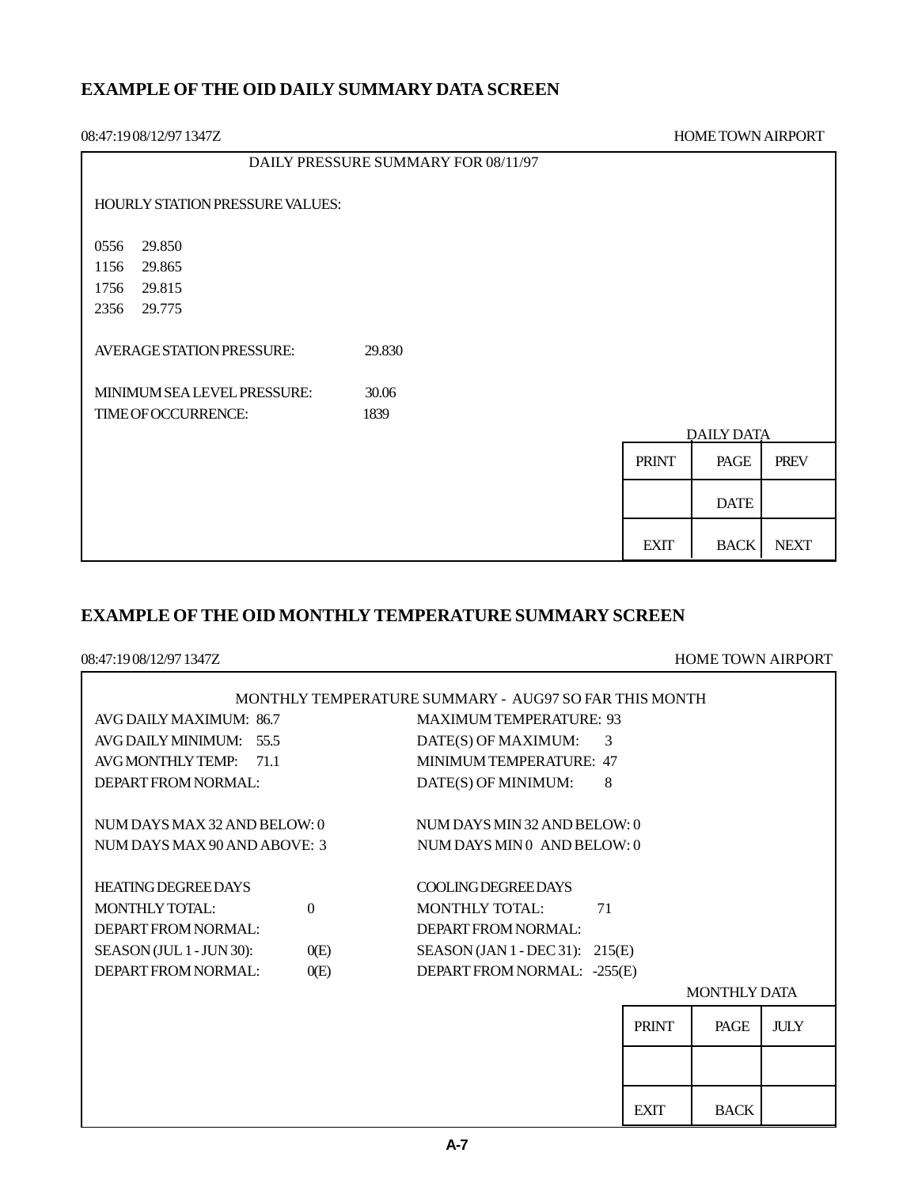## EXAMPLE OF THE OID DAILY SUMMARY DATA SCREEN

08:47:19 08/12/97 1347Z HOME TOWN AIRPORT

DAILY PRESSURE SUMMARY FOR 08/11/97

HOURLY STATION PRESSURE VALUES:

0556 29.850
1156 29.865
1756 29.815
2356 29.775

AVERAGE STATION PRESSURE: 29.830

MINIMUM SEA LEVEL PRESSURE: 30.06
TIME OF OCCURRENCE: 1839

DAILY DATA

| PRINT | PAGE | PREV |
|---|---|---|
| | DATE | |
| EXIT | BACK | NEXT |

## EXAMPLE OF THE OID MONTHLY TEMPERATURE SUMMARY SCREEN

08:47:19 08/12/97 1347Z HOME TOWN AIRPORT

MONTHLY TEMPERATURE SUMMARY - AUG97 SO FAR THIS MONTH

AVG DAILY MAXIMUM: 86.7
AVG DAILY MINIMUM: 55.5
AVG MONTHLY TEMP: 71.1
DEPART FROM NORMAL:

MAXIMUM TEMPERATURE: 93
DATE(S) OF MAXIMUM: 3
MINIMUM TEMPERATURE: 47
DATE(S) OF MINIMUM: 8

NUM DAYS MAX 32 AND BELOW: 0
NUM DAYS MAX 90 AND ABOVE: 3

NUM DAYS MIN 32 AND BELOW: 0
NUM DAYS MIN 0 AND BELOW: 0

HEATING DEGREE DAYS
MONTHLY TOTAL: 0
DEPART FROM NORMAL:
SEASON (JUL 1 - JUN 30): 0(E)
DEPART FROM NORMAL: 0(E)

COOLING DEGREE DAYS
MONTHLY TOTAL: 71
DEPART FROM NORMAL:
SEASON (JAN 1 - DEC 31): 215(E)
DEPART FROM NORMAL: -255(E)

MONTHLY DATA

| PRINT | PAGE | JULY |
|---|---|---|
| | | |
| EXIT | BACK | |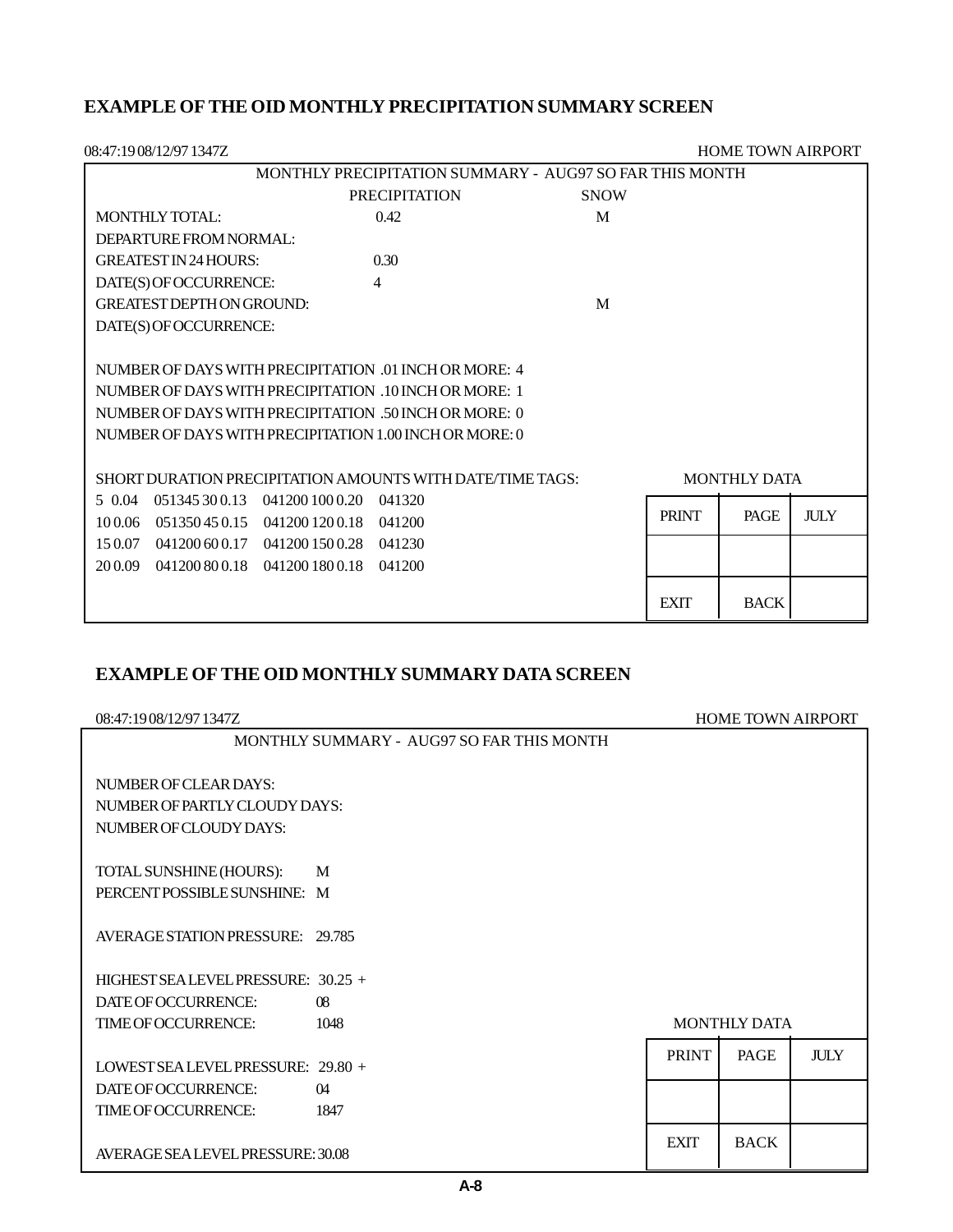## EXAMPLE OF THE OID MONTHLY PRECIPITATION SUMMARY SCREEN

08:47:19 08/12/97 1347Z HOME TOWN AIRPORT

MONTHLY PRECIPITATION SUMMARY - AUG97 SO FAR THIS MONTH

| | PRECIPITATION | SNOW |
|---|---|---|
| MONTHLY TOTAL: | 0.42 | M |
| DEPARTURE FROM NORMAL: | | |
| GREATEST IN 24 HOURS: | 0.30 | |
| DATE(S) OF OCCURRENCE: | 4 | |
| GREATEST DEPTH ON GROUND: | | M |
| DATE(S) OF OCCURRENCE: | | |

NUMBER OF DAYS WITH PRECIPITATION .01 INCH OR MORE: 4
NUMBER OF DAYS WITH PRECIPITATION .10 INCH OR MORE: 1
NUMBER OF DAYS WITH PRECIPITATION .50 INCH OR MORE: 0
NUMBER OF DAYS WITH PRECIPITATION 1.00 INCH OR MORE: 0

SHORT DURATION PRECIPITATION AMOUNTS WITH DATE/TIME TAGS:

```
5  0.04  051345 30 0.13  041200 100 0.20  041320
10 0.06  051350 45 0.15  041200 120 0.18  041200
15 0.07  041200 60 0.17  041200 150 0.28  041230
20 0.09  041200 80 0.18  041200 180 0.18  041200
```

MONTHLY DATA

| PRINT | PAGE | JULY |
|---|---|---|
| | | |
| EXIT | BACK | |

## EXAMPLE OF THE OID MONTHLY SUMMARY DATA SCREEN

08:47:19 08/12/97 1347Z HOME TOWN AIRPORT

MONTHLY SUMMARY - AUG97 SO FAR THIS MONTH

NUMBER OF CLEAR DAYS:
NUMBER OF PARTLY CLOUDY DAYS:
NUMBER OF CLOUDY DAYS:

TOTAL SUNSHINE (HOURS): M
PERCENT POSSIBLE SUNSHINE: M

AVERAGE STATION PRESSURE: 29.785

HIGHEST SEA LEVEL PRESSURE: 30.25 +
DATE OF OCCURRENCE: 08
TIME OF OCCURRENCE: 1048

LOWEST SEA LEVEL PRESSURE: 29.80 +
DATE OF OCCURRENCE: 04
TIME OF OCCURRENCE: 1847

AVERAGE SEA LEVEL PRESSURE: 30.08

MONTHLY DATA

| PRINT | PAGE | JULY |
|---|---|---|
| | | |
| EXIT | BACK | |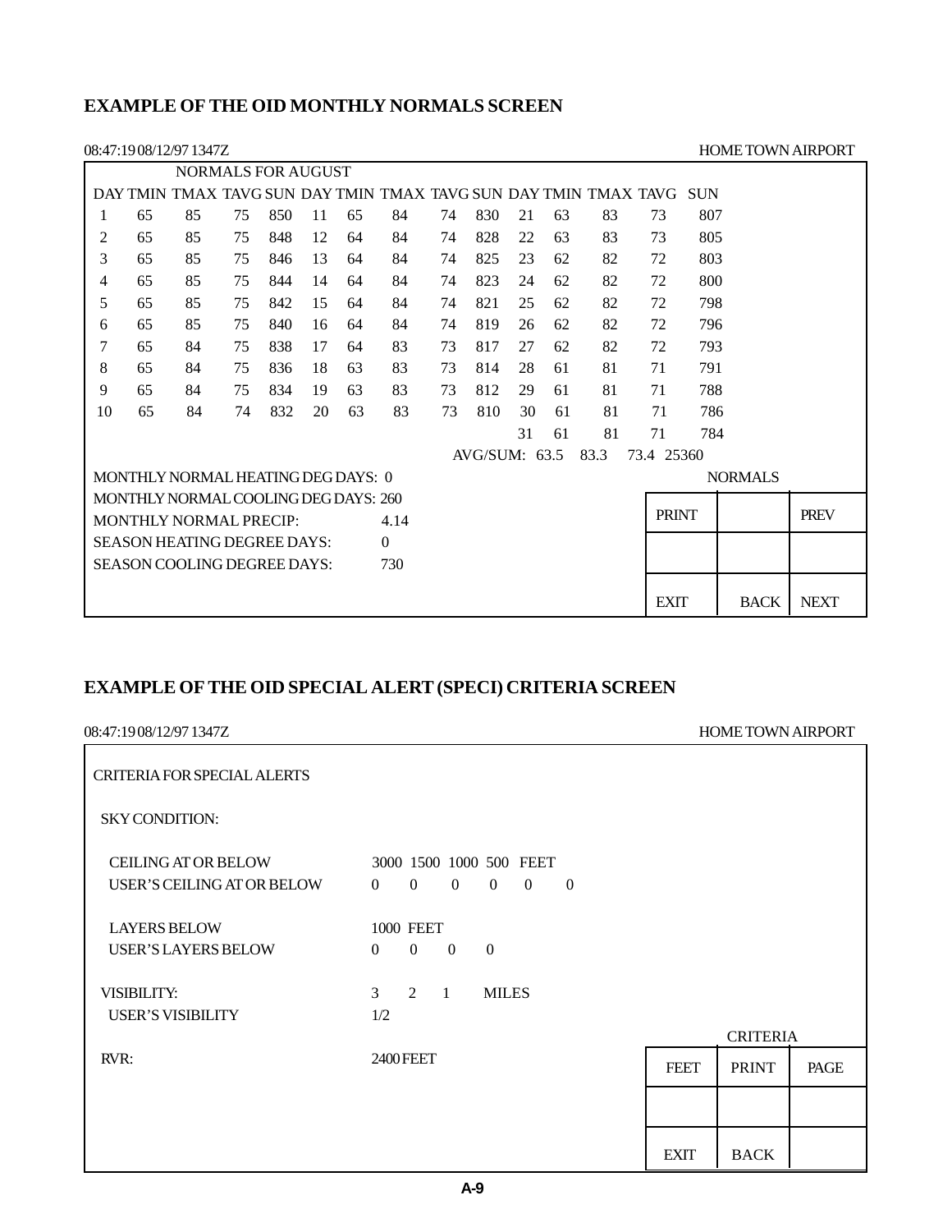## EXAMPLE OF THE OID MONTHLY NORMALS SCREEN

08:47:19 08/12/97 1347Z HOME TOWN AIRPORT

NORMALS FOR AUGUST

| DAY | TMIN | TMAX | TAVG | SUN | DAY | TMIN | TMAX | TAVG | SUN | DAY | TMIN | TMAX | TAVG | SUN |
|---|---|---|---|---|---|---|---|---|---|---|---|---|---|---|
| 1 | 65 | 85 | 75 | 850 | 11 | 65 | 84 | 74 | 830 | 21 | 63 | 83 | 73 | 807 |
| 2 | 65 | 85 | 75 | 848 | 12 | 64 | 84 | 74 | 828 | 22 | 63 | 83 | 73 | 805 |
| 3 | 65 | 85 | 75 | 846 | 13 | 64 | 84 | 74 | 825 | 23 | 62 | 82 | 72 | 803 |
| 4 | 65 | 85 | 75 | 844 | 14 | 64 | 84 | 74 | 823 | 24 | 62 | 82 | 72 | 800 |
| 5 | 65 | 85 | 75 | 842 | 15 | 64 | 84 | 74 | 821 | 25 | 62 | 82 | 72 | 798 |
| 6 | 65 | 85 | 75 | 840 | 16 | 64 | 84 | 74 | 819 | 26 | 62 | 82 | 72 | 796 |
| 7 | 65 | 84 | 75 | 838 | 17 | 64 | 83 | 73 | 817 | 27 | 62 | 82 | 72 | 793 |
| 8 | 65 | 84 | 75 | 836 | 18 | 63 | 83 | 73 | 814 | 28 | 61 | 81 | 71 | 791 |
| 9 | 65 | 84 | 75 | 834 | 19 | 63 | 83 | 73 | 812 | 29 | 61 | 81 | 71 | 788 |
| 10 | 65 | 84 | 74 | 832 | 20 | 63 | 83 | 73 | 810 | 30 | 61 | 81 | 71 | 786 |
| | | | | | | | | | | 31 | 61 | 81 | 71 | 784 |

AVG/SUM: 63.5 83.3 73.4 25360

MONTHLY NORMAL HEATING DEG DAYS: 0
MONTHLY NORMAL COOLING DEG DAYS: 260
MONTHLY NORMAL PRECIP: 4.14
SEASON HEATING DEGREE DAYS: 0
SEASON COOLING DEGREE DAYS: 730

NORMALS

| PRINT | | PREV |
|---|---|---|
| | | |
| EXIT | BACK | NEXT |

## EXAMPLE OF THE OID SPECIAL ALERT (SPECI) CRITERIA SCREEN

08:47:19 08/12/97 1347Z HOME TOWN AIRPORT

CRITERIA FOR SPECIAL ALERTS

SKY CONDITION:

CEILING AT OR BELOW 3000 1500 1000 500 FEET
USER'S CEILING AT OR BELOW 0 0 0 0 0 0

LAYERS BELOW 1000 FEET
USER'S LAYERS BELOW 0 0 0 0

VISIBILITY: 3 2 1 MILES
USER'S VISIBILITY 1/2

RVR: 2400 FEET

CRITERIA

| FEET | PRINT | PAGE |
|---|---|---|
| | | |
| EXIT | BACK | |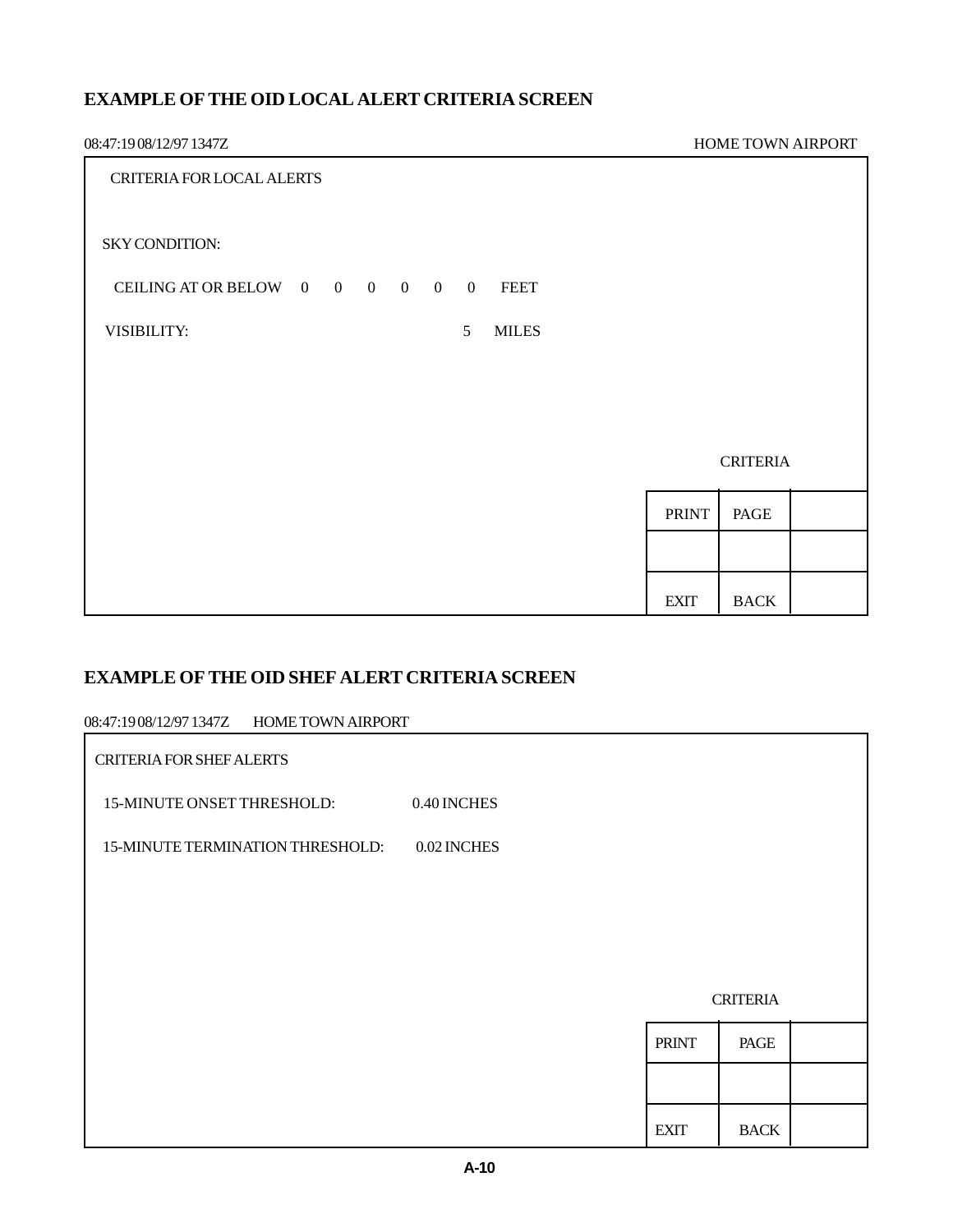## EXAMPLE OF THE OID LOCAL ALERT CRITERIA SCREEN

08:47:19 08/12/97 1347Z HOME TOWN AIRPORT

CRITERIA FOR LOCAL ALERTS

SKY CONDITION:

CEILING AT OR BELOW 0 0 0 0 0 0 FEET

VISIBILITY: 5 MILES

CRITERIA

| PRINT | PAGE | |
|---|---|---|
| | | |
| EXIT | BACK | |

## EXAMPLE OF THE OID SHEF ALERT CRITERIA SCREEN

08:47:19 08/12/97 1347Z HOME TOWN AIRPORT

CRITERIA FOR SHEF ALERTS

15-MINUTE ONSET THRESHOLD: 0.40 INCHES

15-MINUTE TERMINATION THRESHOLD: 0.02 INCHES

CRITERIA

| PRINT | PAGE | |
|---|---|---|
| | | |
| EXIT | BACK | |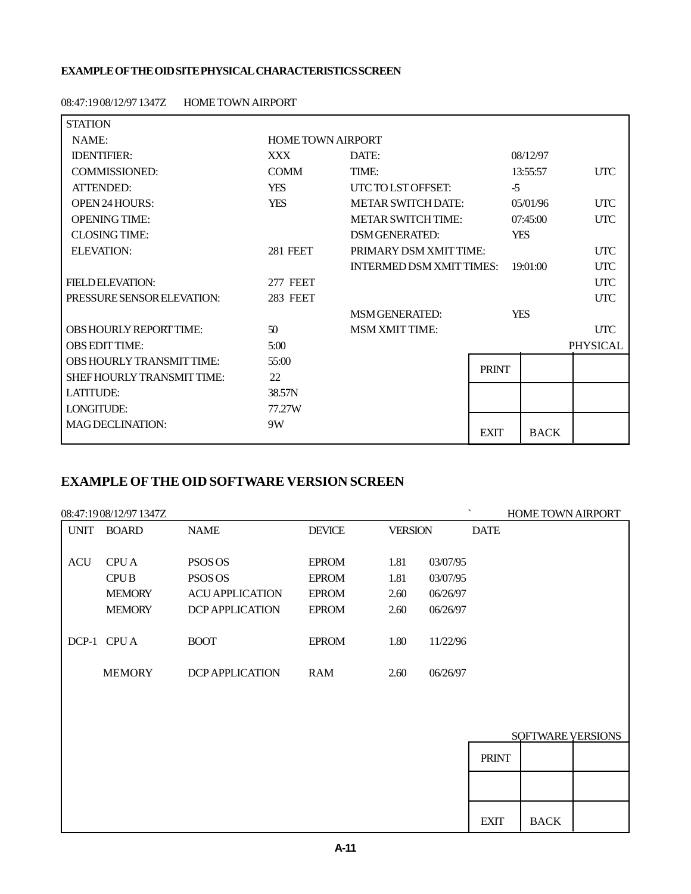**EXAMPLE OF THE OID SITE PHYSICAL CHARACTERISTICS SCREEN**

08:47:19 08/12/97 1347Z    HOME TOWN AIRPORT

| STATION | | | | |
|---|---|---|---|---|
| NAME: | HOME TOWN AIRPORT | | | |
| IDENTIFIER: | XXX | DATE: | 08/12/97 | |
| COMMISSIONED: | COMM | TIME: | 13:55:57 | UTC |
| ATTENDED: | YES | UTC TO LST OFFSET: | -5 | |
| OPEN 24 HOURS: | YES | METAR SWITCH DATE: | 05/01/96 | UTC |
| OPENING TIME: | | METAR SWITCH TIME: | 07:45:00 | UTC |
| CLOSING TIME: | | DSM GENERATED: | YES | |
| ELEVATION: | 281 FEET | PRIMARY DSM XMIT TIME: | | UTC |
| | | INTERMED DSM XMIT TIMES: | 19:01:00 | UTC |
| FIELD ELEVATION: | 277 FEET | | | UTC |
| PRESSURE SENSOR ELEVATION: | 283 FEET | | | UTC |
| | | MSM GENERATED: | YES | |
| OBS HOURLY REPORT TIME: | 50 | MSM XMIT TIME: | | UTC |
| OBS EDIT TIME: | 5:00 | | | PHYSICAL |
| OBS HOURLY TRANSMIT TIME: | 55:00 | PRINT | | |
| SHEF HOURLY TRANSMIT TIME: | 22 | | | |
| LATITUDE: | 38.57N | | | |
| LONGITUDE: | 77.27W | | | |
| MAG DECLINATION: | 9W | EXIT | BACK | |

## EXAMPLE OF THE OID SOFTWARE VERSION SCREEN

08:47:19 08/12/97 1347Z    HOME TOWN AIRPORT

| UNIT | BOARD | NAME | DEVICE | VERSION | DATE |
|---|---|---|---|---|---|
| ACU | CPU A | PSOS OS | EPROM | 1.81 | 03/07/95 |
| | CPU B | PSOS OS | EPROM | 1.81 | 03/07/95 |
| | MEMORY | ACU APPLICATION | EPROM | 2.60 | 06/26/97 |
| | MEMORY | DCP APPLICATION | EPROM | 2.60 | 06/26/97 |
| DCP-1 | CPU A | BOOT | EPROM | 1.80 | 11/22/96 |
| | MEMORY | DCP APPLICATION | RAM | 2.60 | 06/26/97 |

SOFTWARE VERSIONS

| PRINT | | |
|---|---|---|
| | | |
| EXIT | BACK | |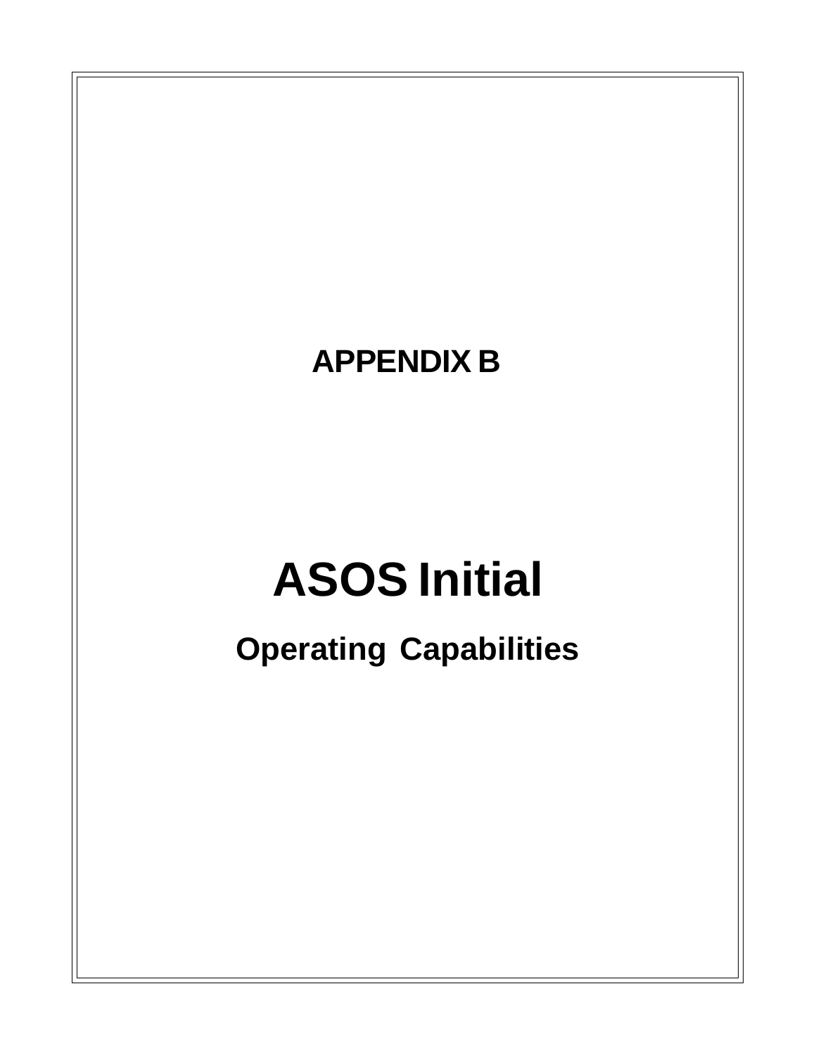# APPENDIX B

# ASOS Initial

## Operating Capabilities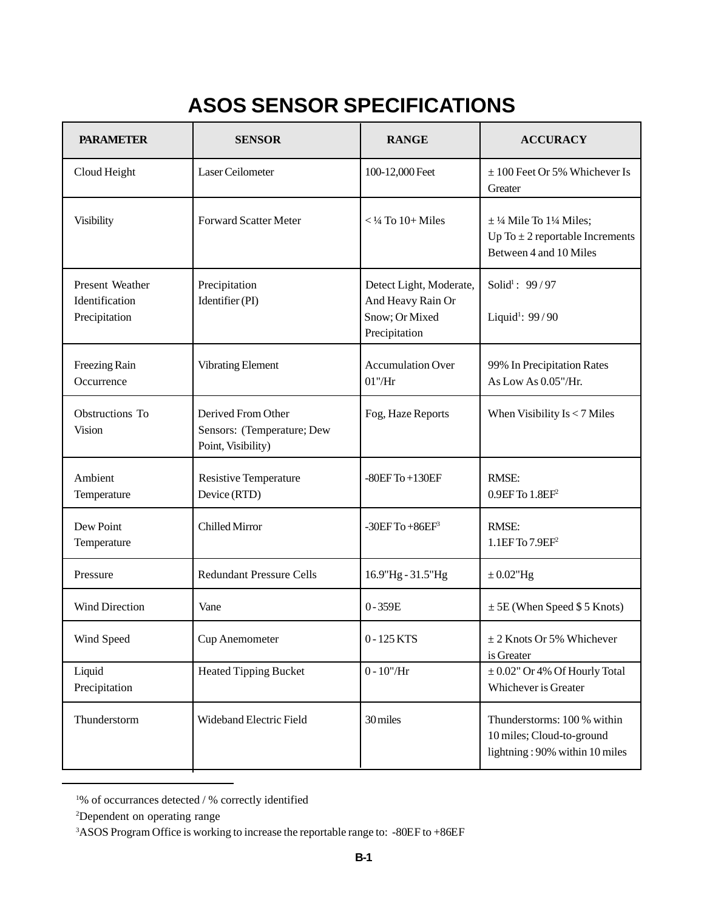# ASOS SENSOR SPECIFICATIONS

| PARAMETER | SENSOR | RANGE | ACCURACY |
|---|---|---|---|
| Cloud Height | Laser Ceilometer | 100-12,000 Feet | ± 100 Feet Or 5% Whichever Is Greater |
| Visibility | Forward Scatter Meter | < ¼ To 10+ Miles | ± ¼ Mile To 1¼ Miles; Up To ± 2 reportable Increments Between 4 and 10 Miles |
| Present Weather Identification Precipitation | Precipitation Identifier (PI) | Detect Light, Moderate, And Heavy Rain Or Snow; Or Mixed Precipitation | Solid[1]: 99 / 97<br><br>Liquid[1]: 99 / 90 |
| Freezing Rain Occurrence | Vibrating Element | Accumulation Over 01"/Hr | 99% In Precipitation Rates As Low As 0.05"/Hr. |
| Obstructions To Vision | Derived From Other Sensors: (Temperature; Dew Point, Visibility) | Fog, Haze Reports | When Visibility Is < 7 Miles |
| Ambient Temperature | Resistive Temperature Device (RTD) | -80EF To +130EF | RMSE:<br>0.9EF To 1.8EF[2] |
| Dew Point Temperature | Chilled Mirror | -30EF To +86EF[3] | RMSE:<br>1.1EF To 7.9EF[2] |
| Pressure | Redundant Pressure Cells | 16.9"Hg - 31.5"Hg | ± 0.02"Hg |
| Wind Direction | Vane | 0 - 359E | ± 5E (When Speed $ 5 Knots) |
| Wind Speed | Cup Anemometer | 0 - 125 KTS | ± 2 Knots Or 5% Whichever is Greater |
| Liquid Precipitation | Heated Tipping Bucket | 0 - 10"/Hr | ± 0.02" Or 4% Of Hourly Total Whichever is Greater |
| Thunderstorm | Wideband Electric Field | 30 miles | Thunderstorms: 100 % within 10 miles; Cloud-to-ground lightning : 90% within 10 miles |

---

[1]% of occurrances detected / % correctly identified

[2]Dependent on operating range

[3]ASOS Program Office is working to increase the reportable range to: -80EF to +86EF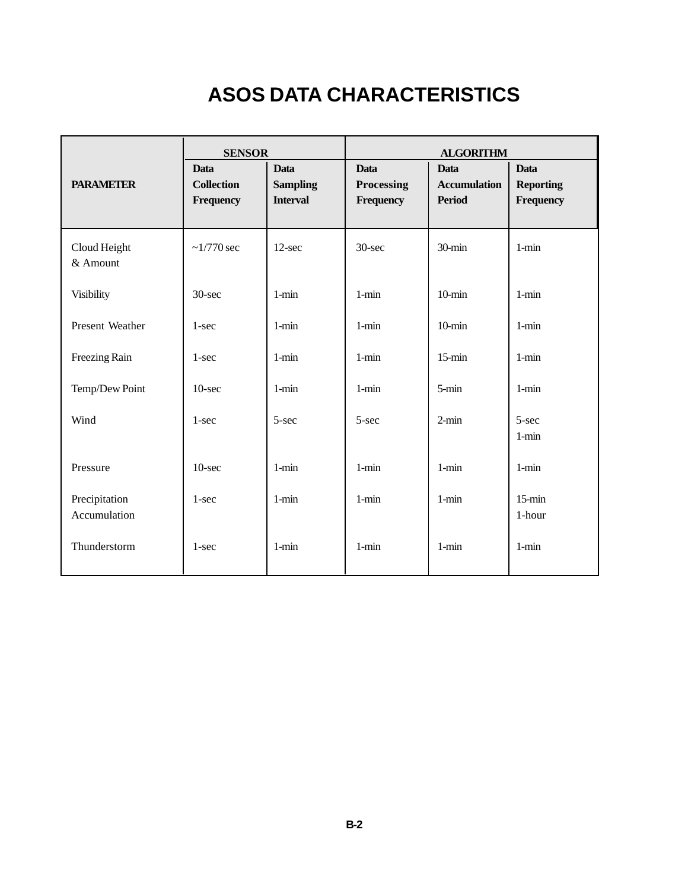# ASOS DATA CHARACTERISTICS

| PARAMETER | SENSOR | | ALGORITHM | | |
|---|---|---|---|---|---|
| | Data Collection Frequency | Data Sampling Interval | Data Processing Frequency | Data Accumulation Period | Data Reporting Frequency |
| Cloud Height & Amount | ~1/770 sec | 12-sec | 30-sec | 30-min | 1-min |
| Visibility | 30-sec | 1-min | 1-min | 10-min | 1-min |
| Present Weather | 1-sec | 1-min | 1-min | 10-min | 1-min |
| Freezing Rain | 1-sec | 1-min | 1-min | 15-min | 1-min |
| Temp/Dew Point | 10-sec | 1-min | 1-min | 5-min | 1-min |
| Wind | 1-sec | 5-sec | 5-sec | 2-min | 5-sec<br>1-min |
| Pressure | 10-sec | 1-min | 1-min | 1-min | 1-min |
| Precipitation Accumulation | 1-sec | 1-min | 1-min | 1-min | 15-min<br>1-hour |
| Thunderstorm | 1-sec | 1-min | 1-min | 1-min | 1-min |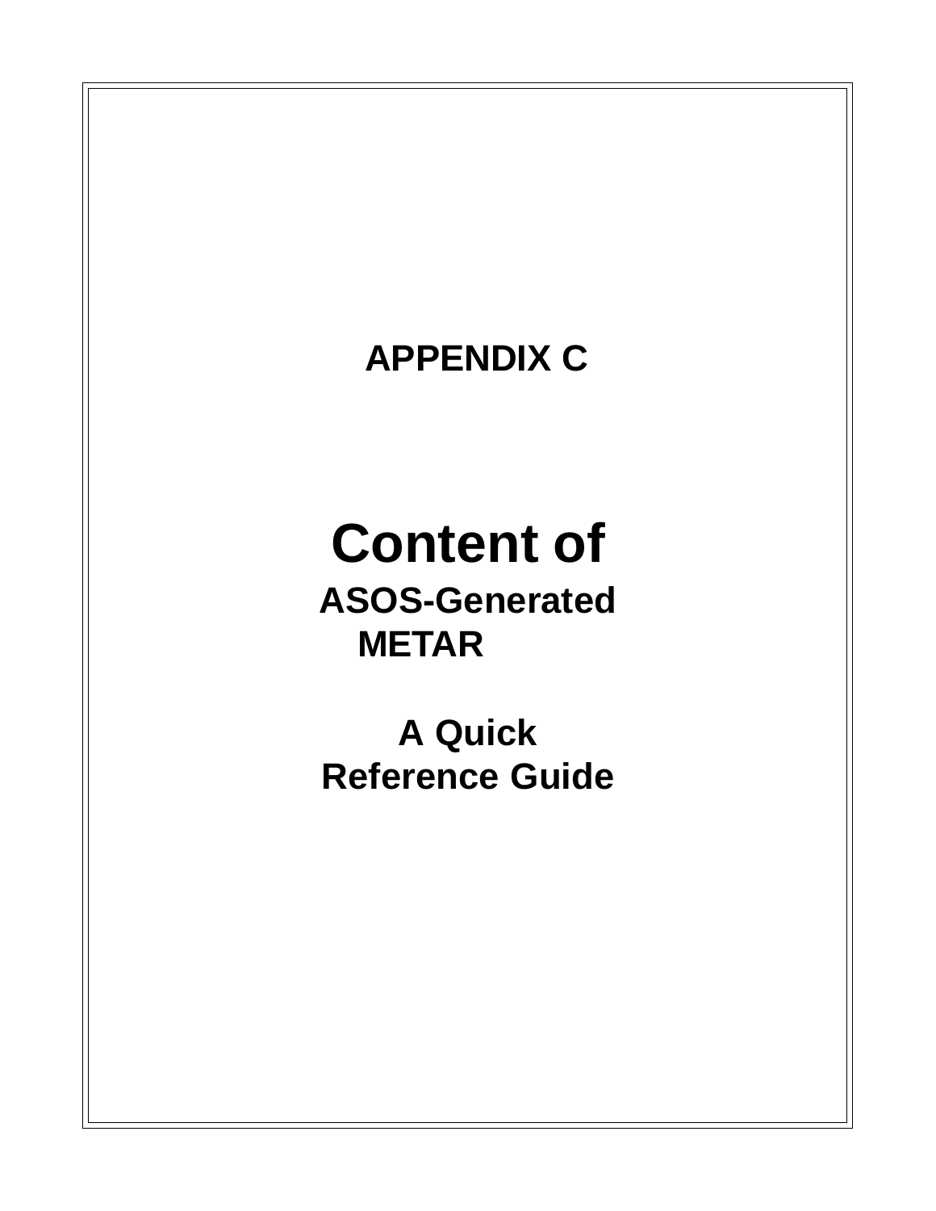# APPENDIX C

# Content of

## ASOS-Generated METAR

## A Quick Reference Guide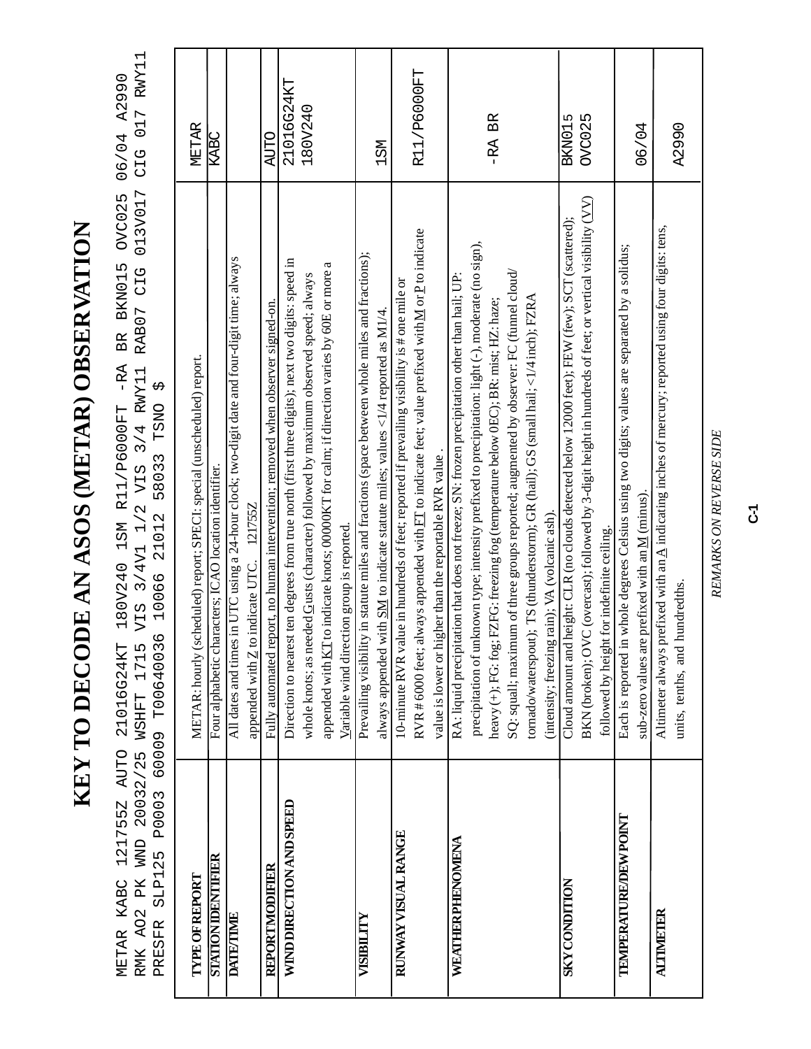# KEY TO DECODE AN ASOS (METAR) OBSERVATION

```
METAR KABC 121755Z AUTO 21016G24KT 180V240 1SM R11/P6000FT -RA BR BKN015 OVC025 06/04 A2990
RMK AO2 PK WND 20032/25 WSHFT 1715 VIS 3/4V1 1/2 VIS 3/4 RWY11 RAB07 CIG 013V017 CIG 017 RWY11
PRESFR SLP125 P0003 60009 T00640036 10066 21012 58033 TSNO $
```

| | | |
|---|---|---|
| **TYPE OF REPORT** | METAR: hourly (scheduled) report; SPECI: special (unscheduled) report. | METAR |
| **STATION IDENTIFIER** | Four alphabetic characters; ICAO location identifier. | KABC |
| **DATE/TIME** | All dates and times in UTC using a 24-hour clock; two-digit date and four-digit time; always appended with Z to indicate UTC. 121755Z | |
| **REPORT MODIFIER** | Fully automated report, no human intervention; removed when observer signed-on. | AUTO |
| **WIND DIRECTION AND SPEED** | Direction to nearest ten degrees from true north (first three digits); next two digits: speed in whole knots; as needed Gusts (character) followed by maximum observed speed; always appended with KT to indicate knots; 00000KT for calm; if direction varies by 60E or more a Variable wind direction group is reported. | 21016G24KT 180V240 |
| **VISIBILITY** | Prevailing visibility in statute miles and fractions (space between whole miles and fractions); always appended with SM to indicate statute miles; values <1/4 reported as M1/4. | 1SM |
| **RUNWAY VISUAL RANGE** | 10-minute RVR value in hundreds of feet; reported if prevailing visibility is # one mile or RVR # 6000 feet; always appended with FT to indicate feet; value prefixed with M or P to indicate value is lower or higher than the reportable RVR value. | R11/P6000FT |
| **WEATHER PHENOMENA** | RA: liquid precipitation that does not freeze; SN: frozen precipitation other than hail; UP: precipitation of unknown type; intensity prefixed to precipitation: light (-), moderate (no sign), heavy (+); FG: fog; FZFG: freezing fog (temperature below 0EC); BR: mist; HZ: haze; SQ: squall; maximum of three groups reported; augmented by observer: FC (funnel cloud/ tornado/waterspout); TS (thunderstorm); GR (hail); GS (small hail; <1/4 inch); FZRA (intensity; freezing rain); VA (volcanic ash). | -RA BR |
| **SKY CONDITION** | Cloud amount and height: CLR (no clouds detected below 12000 feet); FEW (few); SCT (scattered); BKN (broken); OVC (overcast); followed by 3-digit height in hundreds of feet; or vertical visibility (VV) followed by height for indefinite ceiling. | BKN015 OVC025 |
| **TEMPERATURE/DEW POINT** | Each is reported in whole degrees Celsius using two digits; values are separated by a solidus; sub-zero values are prefixed with an M (minus). | 06/04 |
| **ALTIMETER** | Altimeter always prefixed with an A indicating inches of mercury; reported using four digits: tens, units, tenths, and hundredths. | A2990 |

*REMARKS ON REVERSE SIDE*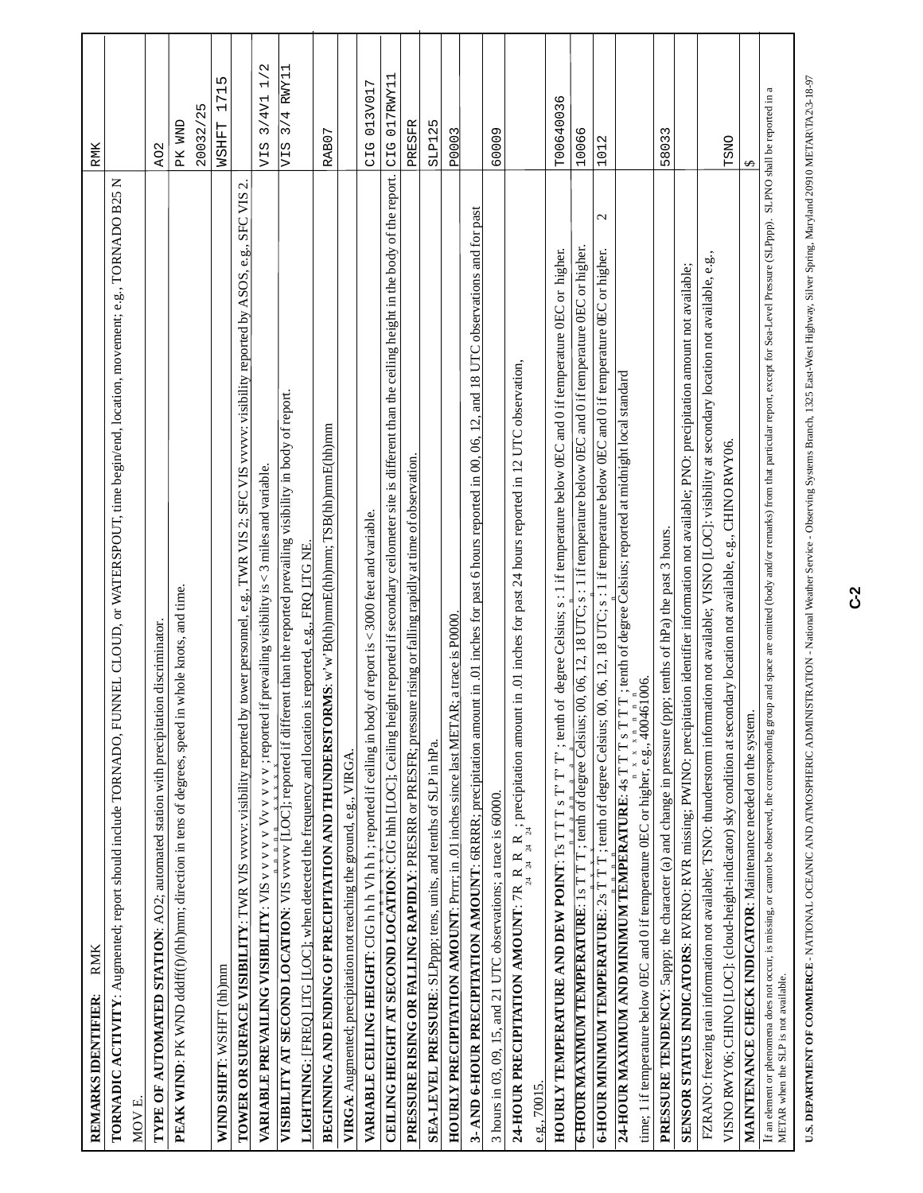| REMARKS IDENTIFIER: RMK | RMK |
|---|---|
| **TORNADIC ACTIVITY**: Augmented; report should include TORNADO, FUNNEL CLOUD, or WATERSPOUT, time begin/end, location, movement; e.g., TORNADO B25 N MOV E. | |
| **TYPE OF AUTOMATED STATION**: AO2; automated station with precipitation discriminator. | AO2 |
| **PEAK WIND**: PK WND dddff(f)/(hh)mm; direction in tens of degrees, speed in whole knots, and time. | PK WND 20032/25 |
| **WIND SHIFT**: WSHFT (hh)mm | WSHFT 1715 |
| **TOWER OR SURFACE VISIBILITY**: TWR VIS vvvvv: visibility reported by tower personnel, e.g., TWR VIS 2; SFC VIS vvvvv: visibility reported by ASOS, e.g., SFC VIS 2. | |
| **VARIABLE PREVAILING VISIBILITY**: VIS $v_nv_nv_nv_nv_n$V$v_xv_xv_xv_xv_x$; reported if prevailing visibility is < 3 miles and variable. | VIS 3/4V1 1/2 |
| **VISIBILITY AT SECOND LOCATION**: VIS vvvvv [LOC]; reported if different than the reported prevailing visibility in body of report. | VIS 3/4 RWY11 |
| **LIGHTNING**: [FREQ] LTG [LOC]; when detected the frequency and location is reported, e.g., FRQ LTG NE. | |
| **BEGINNING AND ENDING OF PRECIPITATION AND THUNDERSTORMS**: w'w'B(hh)mmE(hh)mm; TSB(hh)mmE(hh)mm | RAB07 |
| **VIRGA**: Augmented; precipitation not reaching the ground, e.g., VIRGA. | |
| **VARIABLE CEILING HEIGHT**: CIG $h_nh_nh_n$V$h_xh_xh_x$; reported if ceiling in body of report is < 3000 feet and variable. | CIG 013V017 |
| **CEILING HEIGHT AT SECOND LOCATION**: CIG hhh [LOC]; Ceiling height reported if secondary ceilometer site is different than the ceiling height in the body of the report. | CIG 017RWY11 |
| **PRESSURE RISING OR FALLING RAPIDLY**: PRESRR or PRESFR; pressure rising or falling rapidly at time of observation. | PRESFR |
| **SEA-LEVEL PRESSURE**: SLPppp; tens, units, and tenths of SLP in hPa. | SLP125 |
| **HOURLY PRECIPITATION AMOUNT**: Prrrr; in .01 inches since last METAR; a trace is P0000. | P0003 |
| **3- AND 6-HOUR PRECIPITATION AMOUNT**: 6RRRR; precipitation amount in .01 inches for past 6 hours reported in 00, 06, 12, and 18 UTC observations and for past 3 hours in 03, 09, 15, and 21 UTC observations; a trace is 60000. | 60009 |
| **24-HOUR PRECIPITATION AMOUNT**: 7$R_{24}R_{24}R_{24}R_{24}$; precipitation amount in .01 inches for past 24 hours reported in 12 UTC observation, e.g., 70015. | |
| **HOURLY TEMPERATURE AND DEW POINT**: T$s_nT_aT_aT_as_nT'_aT'_aT'_a$; tenth of degree Celsius; $s_n$: 1 if temperature below 0EC and 0 if temperature 0EC or higher. | T00640036 |
| **6-HOUR MAXIMUM TEMPERATURE**: 1$s_nT_xT_xT_x$; tenth of degree Celsius; 00, 06, 12, 18 UTC; $s_n$: 1 if temperature below 0EC and 0 if temperature 0EC or higher. | 10066 |
| **6-HOUR MINIMUM TEMPERATURE**: 2$s_nT_nT_nT_n$; tenth of degree Celsius; 00, 06, 12, 18 UTC; $s_n$: 1 if temperature below 0EC and 0 if temperature 0EC or higher. | 21012 |
| **24-HOUR MAXIMUM AND MINIMUM TEMPERATURE**: 4$s_nT_xT_xT_xs_nT_nT_nT_n$; tenth of degree Celsius; reported at midnight local standard time; 1 if temperature below 0EC and 0 if temperature 0EC or higher, e.g., 400461006. | |
| **PRESSURE TENDENCY**: 5appp; the character (a) and change in pressure (ppp; tenths of hPa) the past 3 hours. | 58033 |
| **SENSOR STATUS INDICATORS**: RVRNO: RVR missing; PWINO: precipitation identifier information not available; PNO: precipitation amount not available; FZRANO: freezing rain information not available; TSNO: thunderstorm information not available; VISNO [LOC]: visibility at secondary location not available, e.g., VISNO RWY06; CHINO [LOC]: (cloud-height-indicator) sky condition at secondary location not available, e.g., CHINO RWY06. | TSNO |
| **MAINTENANCE CHECK INDICATOR**: Maintenance needed on the system. | $ |

If an element or phenomena does not occur, is missing, or cannot be observed, the corresponding group and space are omitted (body and/or remarks) from that particular report, except for Sea-Level Pressure (SLPppp). SLPNO shall be reported in a METAR when the SLP is not available.

**U.S. DEPARTMENT OF COMMERCE** - NATIONAL OCEANIC AND ATMOSPHERIC ADMINISTRATION - National Weather Service - Observing Systems Branch, 1325 East-West Highway, Silver Spring, Maryland 20910 METAR\TA2\3-18-97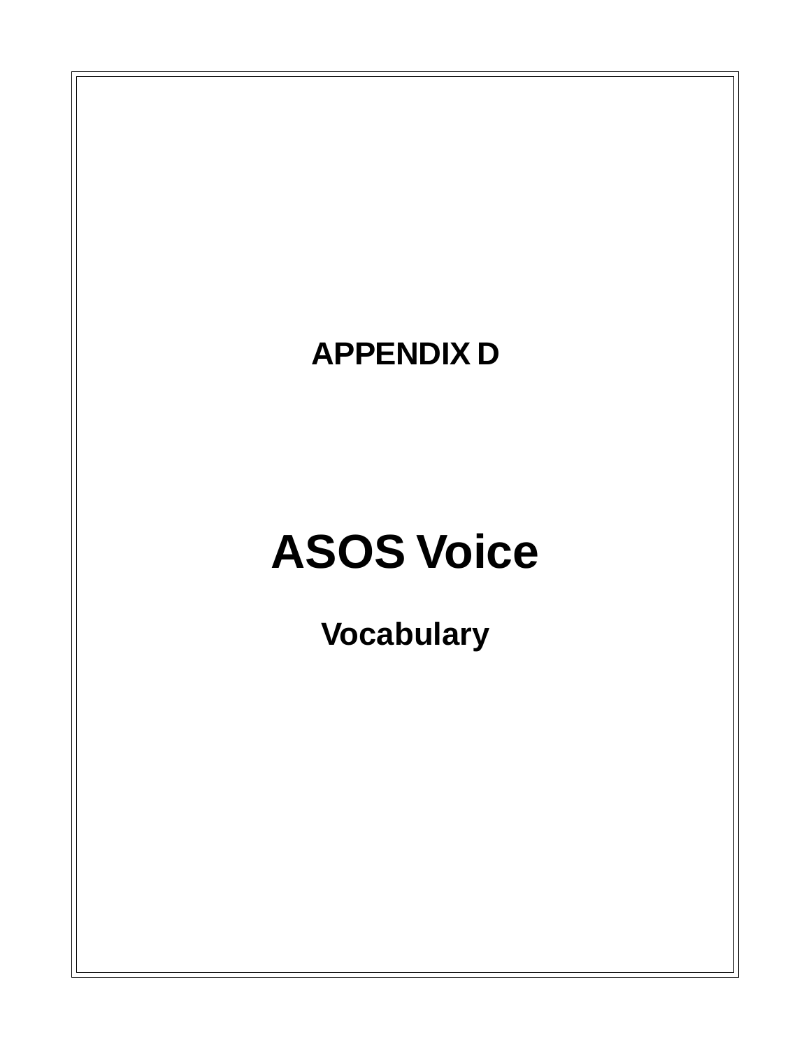# APPENDIX D

# ASOS Voice

## Vocabulary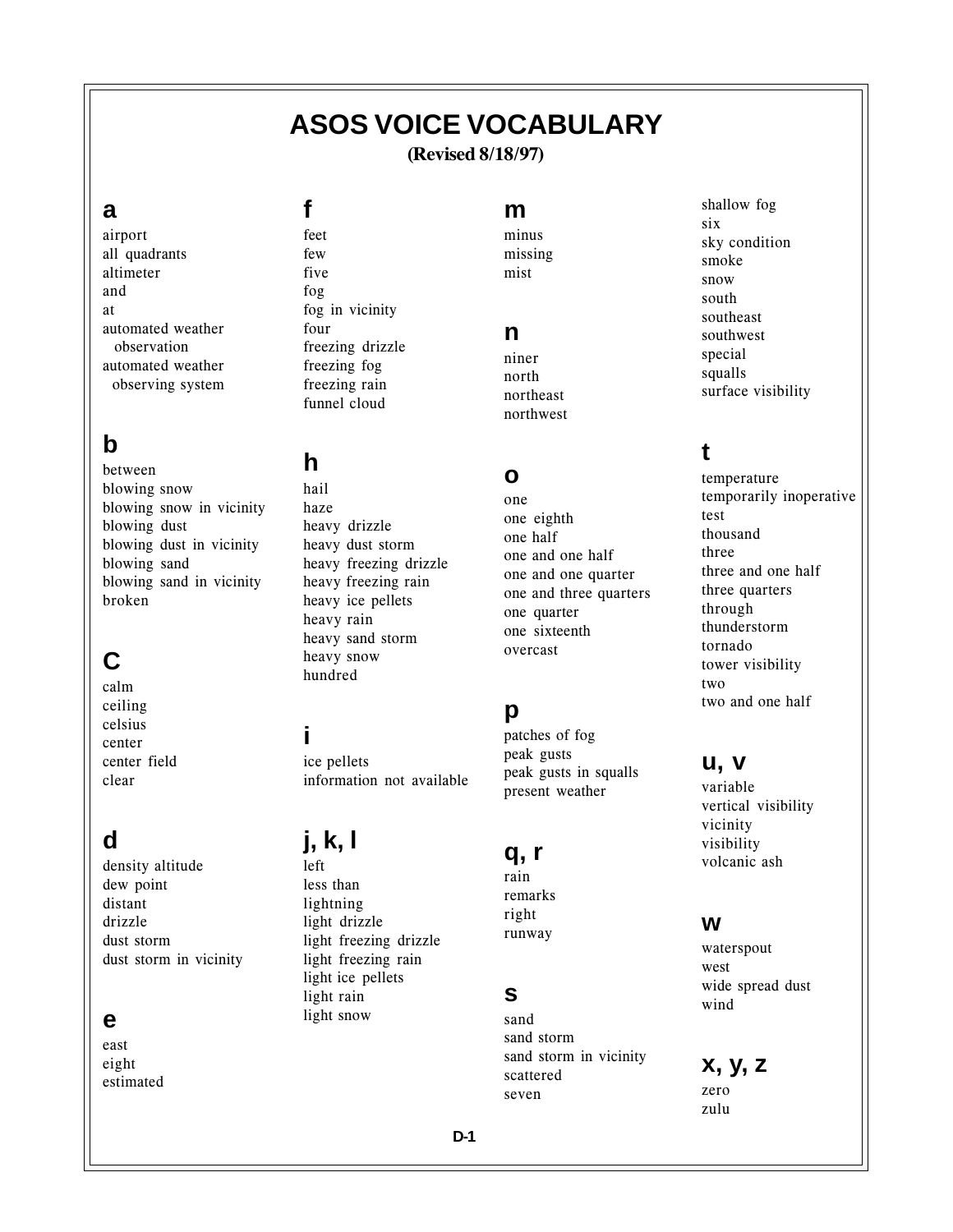# ASOS VOICE VOCABULARY

**(Revised 8/18/97)**

## a

airport
all quadrants
altimeter
and
at
automated weather observation
automated weather observing system

## b

between
blowing snow
blowing snow in vicinity
blowing dust
blowing dust in vicinity
blowing sand
blowing sand in vicinity
broken

## c

calm
ceiling
celsius
center
center field
clear

## d

density altitude
dew point
distant
drizzle
dust storm
dust storm in vicinity

## e

east
eight
estimated

## f

feet
few
five
fog
fog in vicinity
four
freezing drizzle
freezing fog
freezing rain
funnel cloud

## h

hail
haze
heavy drizzle
heavy dust storm
heavy freezing drizzle
heavy freezing rain
heavy ice pellets
heavy rain
heavy sand storm
heavy snow
hundred

## i

ice pellets
information not available

## j, k, l

left
less than
lightning
light drizzle
light freezing drizzle
light freezing rain
light ice pellets
light rain
light snow

## m

minus
missing
mist

## n

niner
north
northeast
northwest

## o

one
one eighth
one half
one and one half
one and one quarter
one and three quarters
one quarter
one sixteenth
overcast

## p

patches of fog
peak gusts
peak gusts in squalls
present weather

## q, r

rain
remarks
right
runway

## s

sand
sand storm
sand storm in vicinity
scattered
seven
shallow fog
six
sky condition
smoke
snow
south
southeast
southwest
special
squalls
surface visibility

## t

temperature
temporarily inoperative
test
thousand
three
three and one half
three quarters
through
thunderstorm
tornado
tower visibility
two
two and one half

## u, v

variable
vertical visibility
vicinity
visibility
volcanic ash

## w

waterspout
west
wide spread dust
wind

## x, y, z

zero
zulu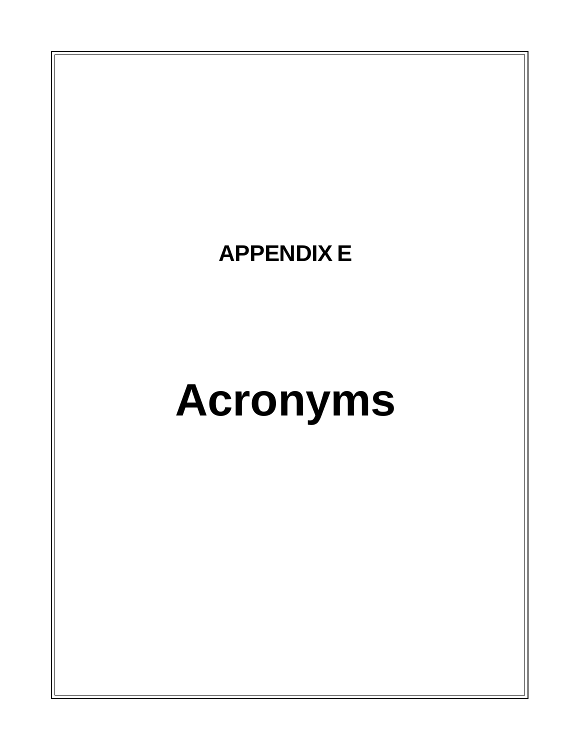# APPENDIX E

# Acronyms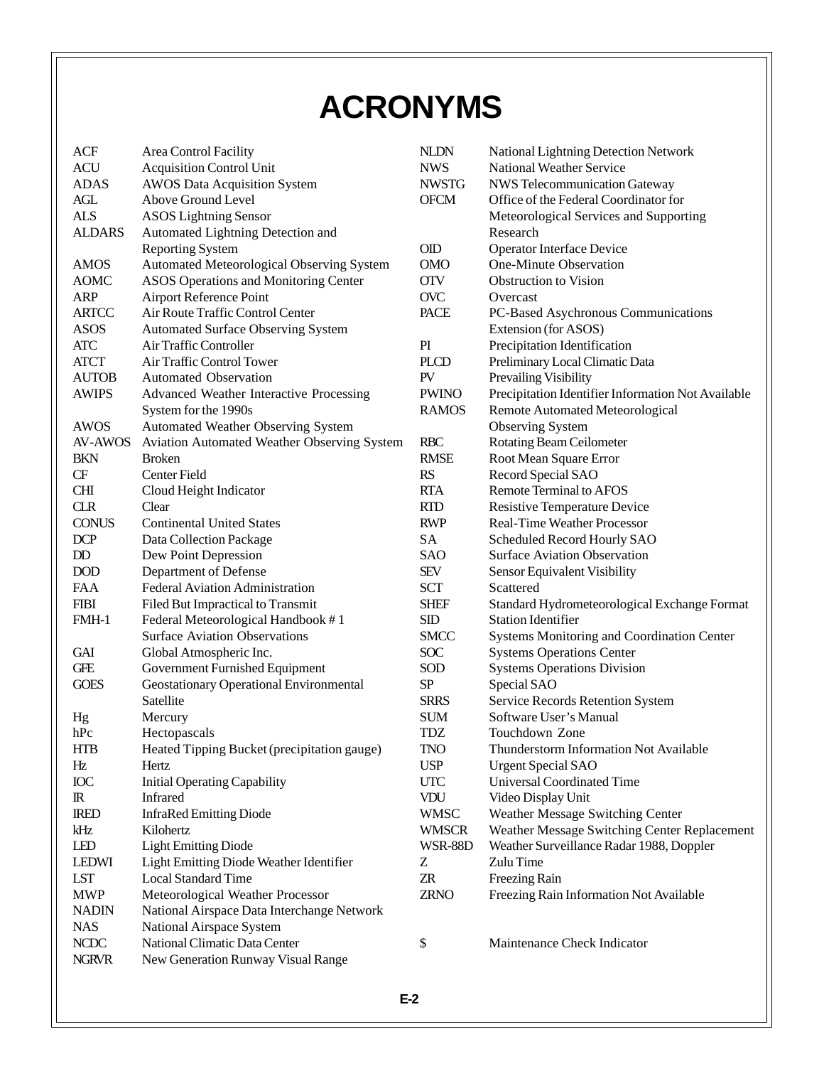# ACRONYMS

| | |
|---|---|
| ACF | Area Control Facility |
| ACU | Acquisition Control Unit |
| ADAS | AWOS Data Acquisition System |
| AGL | Above Ground Level |
| ALS | ASOS Lightning Sensor |
| ALDARS | Automated Lightning Detection and Reporting System |
| AMOS | Automated Meteorological Observing System |
| AOMC | ASOS Operations and Monitoring Center |
| ARP | Airport Reference Point |
| ARTCC | Air Route Traffic Control Center |
| ASOS | Automated Surface Observing System |
| ATC | Air Traffic Controller |
| ATCT | Air Traffic Control Tower |
| AUTOB | Automated Observation |
| AWIPS | Advanced Weather Interactive Processing System for the 1990s |
| AWOS | Automated Weather Observing System |
| AV-AWOS | Aviation Automated Weather Observing System |
| BKN | Broken |
| CF | Center Field |
| CHI | Cloud Height Indicator |
| CLR | Clear |
| CONUS | Continental United States |
| DCP | Data Collection Package |
| DD | Dew Point Depression |
| DOD | Department of Defense |
| FAA | Federal Aviation Administration |
| FIBI | Filed But Impractical to Transmit |
| FMH-1 | Federal Meteorological Handbook # 1 Surface Aviation Observations |
| GAI | Global Atmospheric Inc. |
| GFE | Government Furnished Equipment |
| GOES | Geostationary Operational Environmental Satellite |
| Hg | Mercury |
| hPc | Hectopascals |
| HTB | Heated Tipping Bucket (precipitation gauge) |
| Hz | Hertz |
| IOC | Initial Operating Capability |
| IR | Infrared |
| IRED | InfraRed Emitting Diode |
| kHz | Kilohertz |
| LED | Light Emitting Diode |
| LEDWI | Light Emitting Diode Weather Identifier |
| LST | Local Standard Time |
| MWP | Meteorological Weather Processor |
| NADIN | National Airspace Data Interchange Network |
| NAS | National Airspace System |
| NCDC | National Climatic Data Center |
| NGRVR | New Generation Runway Visual Range |
| NLDN | National Lightning Detection Network |
| NWS | National Weather Service |
| NWSTG | NWS Telecommunication Gateway |
| OFCM | Office of the Federal Coordinator for Meteorological Services and Supporting Research |
| OID | Operator Interface Device |
| OMO | One-Minute Observation |
| OTV | Obstruction to Vision |
| OVC | Overcast |
| PACE | PC-Based Asychronous Communications Extension (for ASOS) |
| PI | Precipitation Identification |
| PLCD | Preliminary Local Climatic Data |
| PV | Prevailing Visibility |
| PWINO | Precipitation Identifier Information Not Available |
| RAMOS | Remote Automated Meteorological Observing System |
| RBC | Rotating Beam Ceilometer |
| RMSE | Root Mean Square Error |
| RS | Record Special SAO |
| RTA | Remote Terminal to AFOS |
| RTD | Resistive Temperature Device |
| RWP | Real-Time Weather Processor |
| SA | Scheduled Record Hourly SAO |
| SAO | Surface Aviation Observation |
| SEV | Sensor Equivalent Visibility |
| SCT | Scattered |
| SHEF | Standard Hydrometeorological Exchange Format |
| SID | Station Identifier |
| SMCC | Systems Monitoring and Coordination Center |
| SOC | Systems Operations Center |
| SOD | Systems Operations Division |
| SP | Special SAO |
| SRRS | Service Records Retention System |
| SUM | Software User's Manual |
| TDZ | Touchdown Zone |
| TNO | Thunderstorm Information Not Available |
| USP | Urgent Special SAO |
| UTC | Universal Coordinated Time |
| VDU | Video Display Unit |
| WMSC | Weather Message Switching Center |
| WMSCR | Weather Message Switching Center Replacement |
| WSR-88D | Weather Surveillance Radar 1988, Doppler |
| Z | Zulu Time |
| ZR | Freezing Rain |
| ZRNO | Freezing Rain Information Not Available |
| $ | Maintenance Check Indicator |